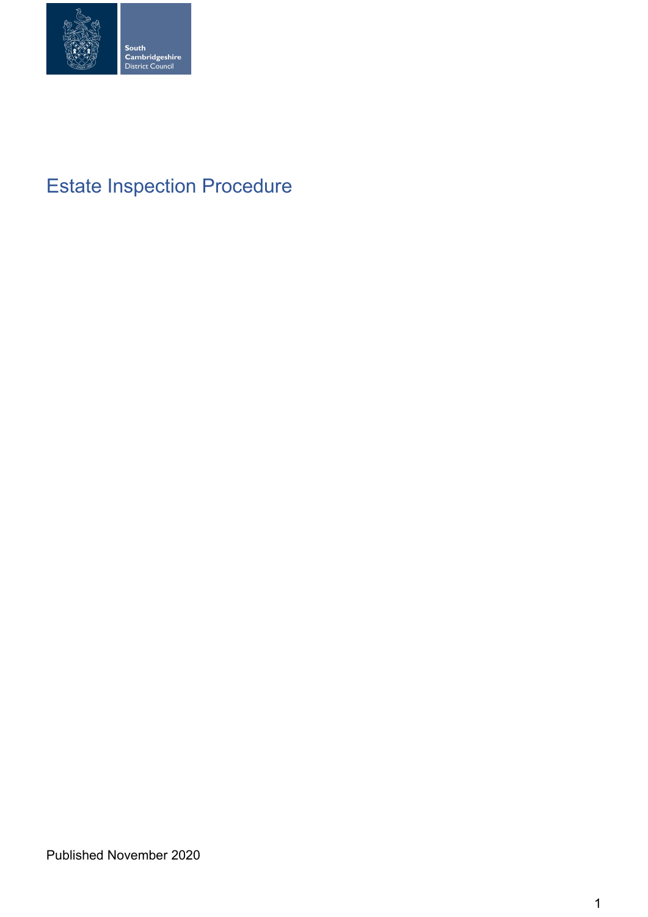South Cambridgeshire District Council

# Estate Inspection Procedure

Published November 2020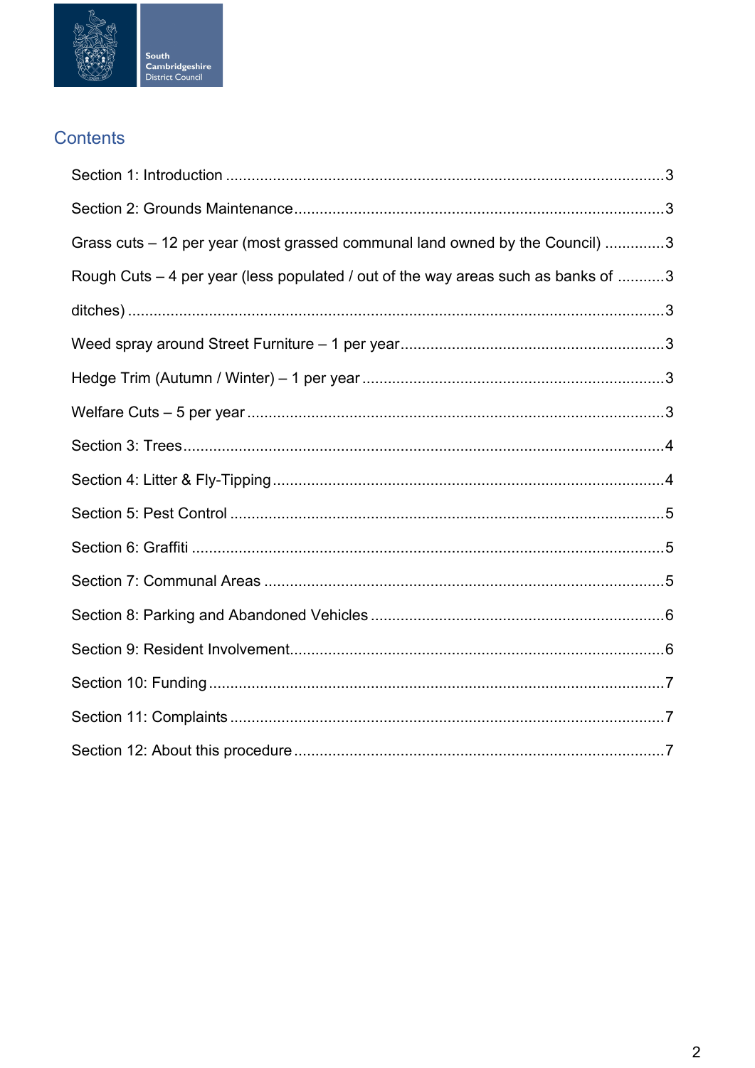## Contents

Section 1: Introduction ........................................................................................................3

Section 2: Grounds Maintenance........................................................................................3

Grass cuts – 12 per year (most grassed communal land owned by the Council) .............3

Rough Cuts – 4 per year (less populated / out of the way areas such as banks of ...........3

ditches) ..............................................................................................................................3

Weed spray around Street Furniture – 1 per year..............................................................3

Hedge Trim (Autumn / Winter) – 1 per year .......................................................................3

Welfare Cuts – 5 per year ..................................................................................................3

Section 3: Trees.................................................................................................................4

Section 4: Litter & Fly-Tipping............................................................................................4

Section 5: Pest Control ......................................................................................................5

Section 6: Graffiti ...............................................................................................................5

Section 7: Communal Areas ..............................................................................................5

Section 8: Parking and Abandoned Vehicles .....................................................................6

Section 9: Resident Involvement........................................................................................6

Section 10: Funding............................................................................................................7

Section 11: Complaints .......................................................................................................7

Section 12: About this procedure ........................................................................................7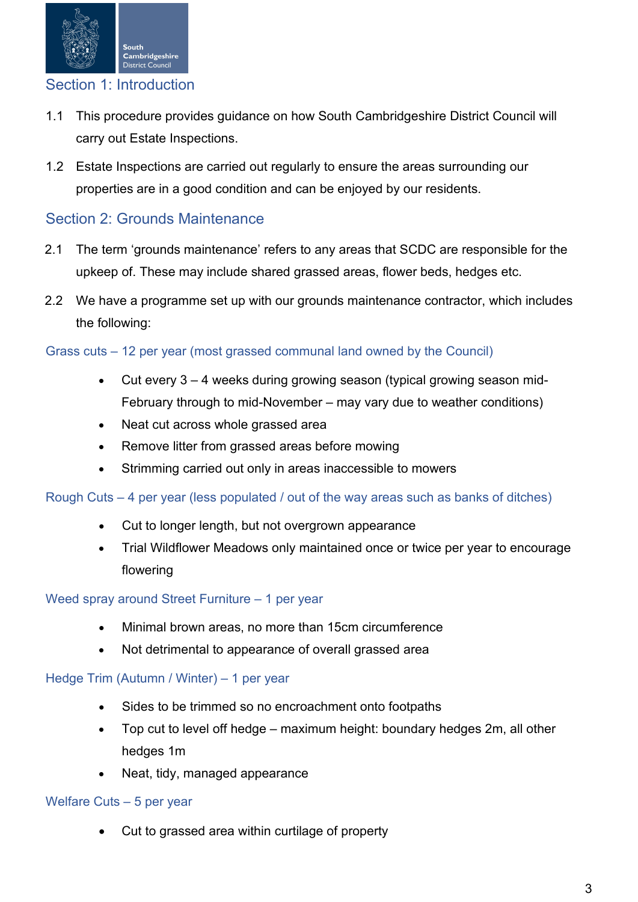## Section 1: Introduction

1.1 This procedure provides guidance on how South Cambridgeshire District Council will carry out Estate Inspections.

1.2 Estate Inspections are carried out regularly to ensure the areas surrounding our properties are in a good condition and can be enjoyed by our residents.

## Section 2: Grounds Maintenance

2.1 The term 'grounds maintenance' refers to any areas that SCDC are responsible for the upkeep of. These may include shared grassed areas, flower beds, hedges etc.

2.2 We have a programme set up with our grounds maintenance contractor, which includes the following:

### Grass cuts – 12 per year (most grassed communal land owned by the Council)

- Cut every 3 – 4 weeks during growing season (typical growing season mid-February through to mid-November – may vary due to weather conditions)
- Neat cut across whole grassed area
- Remove litter from grassed areas before mowing
- Strimming carried out only in areas inaccessible to mowers

### Rough Cuts – 4 per year (less populated / out of the way areas such as banks of ditches)

- Cut to longer length, but not overgrown appearance
- Trial Wildflower Meadows only maintained once or twice per year to encourage flowering

### Weed spray around Street Furniture – 1 per year

- Minimal brown areas, no more than 15cm circumference
- Not detrimental to appearance of overall grassed area

### Hedge Trim (Autumn / Winter) – 1 per year

- Sides to be trimmed so no encroachment onto footpaths
- Top cut to level off hedge – maximum height: boundary hedges 2m, all other hedges 1m
- Neat, tidy, managed appearance

### Welfare Cuts – 5 per year

- Cut to grassed area within curtilage of property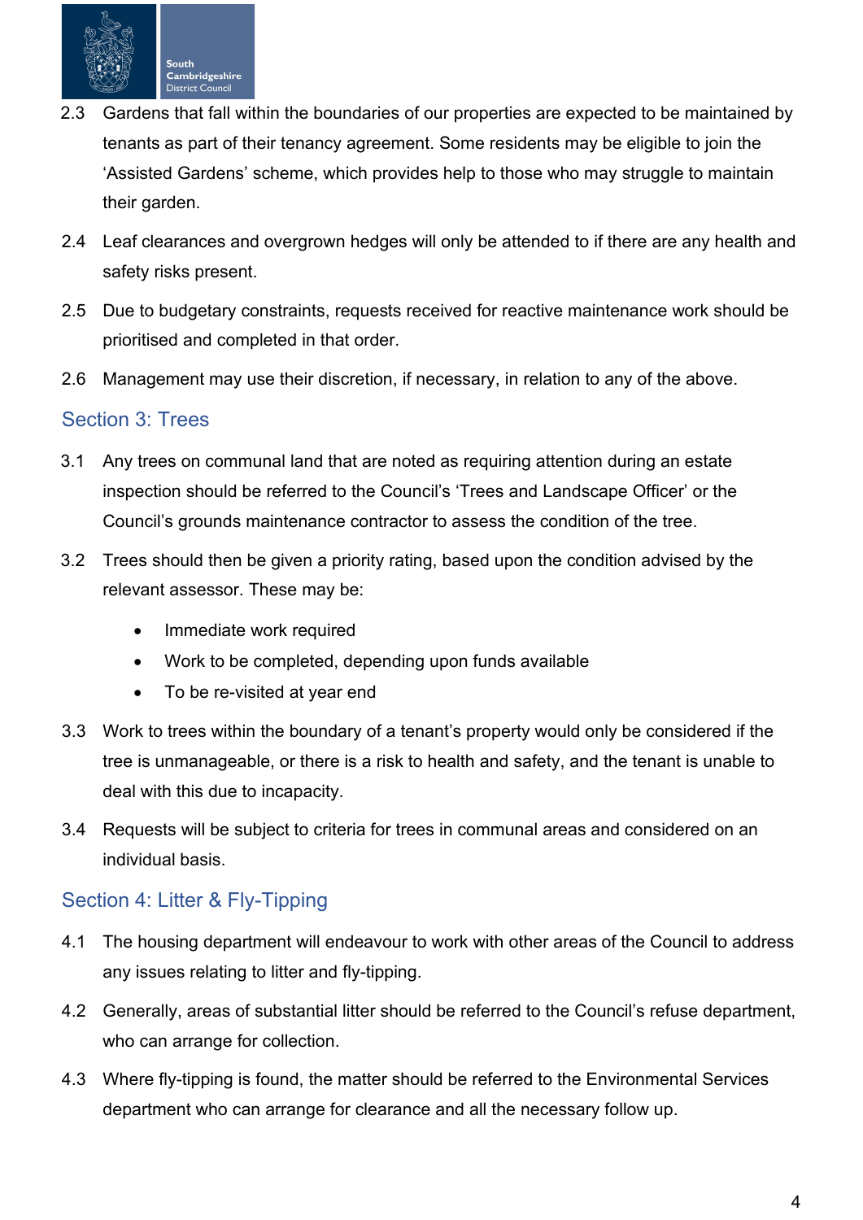2.3 Gardens that fall within the boundaries of our properties are expected to be maintained by tenants as part of their tenancy agreement. Some residents may be eligible to join the 'Assisted Gardens' scheme, which provides help to those who may struggle to maintain their garden.

2.4 Leaf clearances and overgrown hedges will only be attended to if there are any health and safety risks present.

2.5 Due to budgetary constraints, requests received for reactive maintenance work should be prioritised and completed in that order.

2.6 Management may use their discretion, if necessary, in relation to any of the above.

## Section 3: Trees

3.1 Any trees on communal land that are noted as requiring attention during an estate inspection should be referred to the Council's 'Trees and Landscape Officer' or the Council's grounds maintenance contractor to assess the condition of the tree.

3.2 Trees should then be given a priority rating, based upon the condition advised by the relevant assessor. These may be:

- Immediate work required
- Work to be completed, depending upon funds available
- To be re-visited at year end

3.3 Work to trees within the boundary of a tenant's property would only be considered if the tree is unmanageable, or there is a risk to health and safety, and the tenant is unable to deal with this due to incapacity.

3.4 Requests will be subject to criteria for trees in communal areas and considered on an individual basis.

## Section 4: Litter & Fly-Tipping

4.1 The housing department will endeavour to work with other areas of the Council to address any issues relating to litter and fly-tipping.

4.2 Generally, areas of substantial litter should be referred to the Council's refuse department, who can arrange for collection.

4.3 Where fly-tipping is found, the matter should be referred to the Environmental Services department who can arrange for clearance and all the necessary follow up.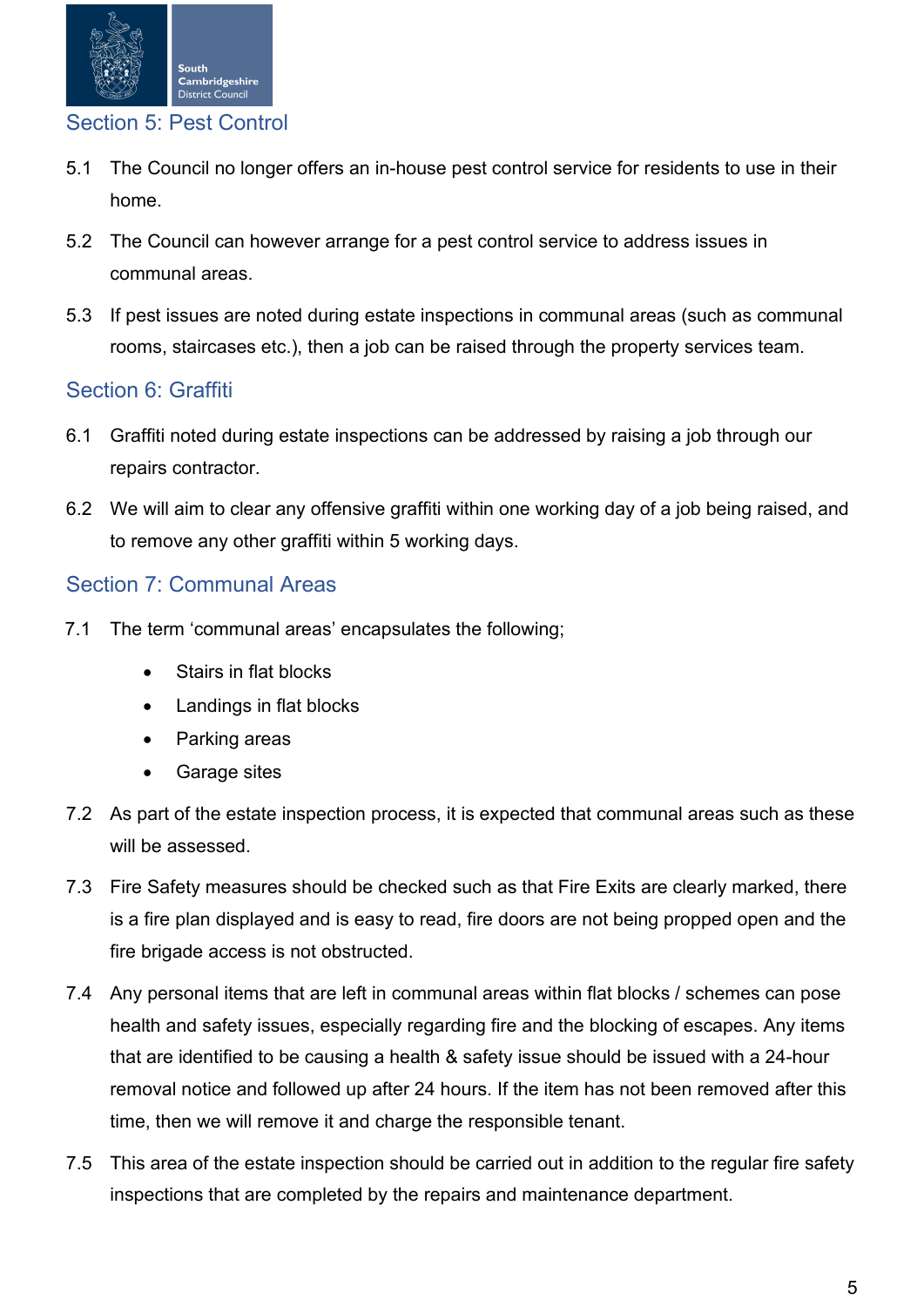## Section 5: Pest Control

5.1 The Council no longer offers an in-house pest control service for residents to use in their home.

5.2 The Council can however arrange for a pest control service to address issues in communal areas.

5.3 If pest issues are noted during estate inspections in communal areas (such as communal rooms, staircases etc.), then a job can be raised through the property services team.

## Section 6: Graffiti

6.1 Graffiti noted during estate inspections can be addressed by raising a job through our repairs contractor.

6.2 We will aim to clear any offensive graffiti within one working day of a job being raised, and to remove any other graffiti within 5 working days.

## Section 7: Communal Areas

7.1 The term 'communal areas' encapsulates the following;

- Stairs in flat blocks
- Landings in flat blocks
- Parking areas
- Garage sites

7.2 As part of the estate inspection process, it is expected that communal areas such as these will be assessed.

7.3 Fire Safety measures should be checked such as that Fire Exits are clearly marked, there is a fire plan displayed and is easy to read, fire doors are not being propped open and the fire brigade access is not obstructed.

7.4 Any personal items that are left in communal areas within flat blocks / schemes can pose health and safety issues, especially regarding fire and the blocking of escapes. Any items that are identified to be causing a health & safety issue should be issued with a 24-hour removal notice and followed up after 24 hours. If the item has not been removed after this time, then we will remove it and charge the responsible tenant.

7.5 This area of the estate inspection should be carried out in addition to the regular fire safety inspections that are completed by the repairs and maintenance department.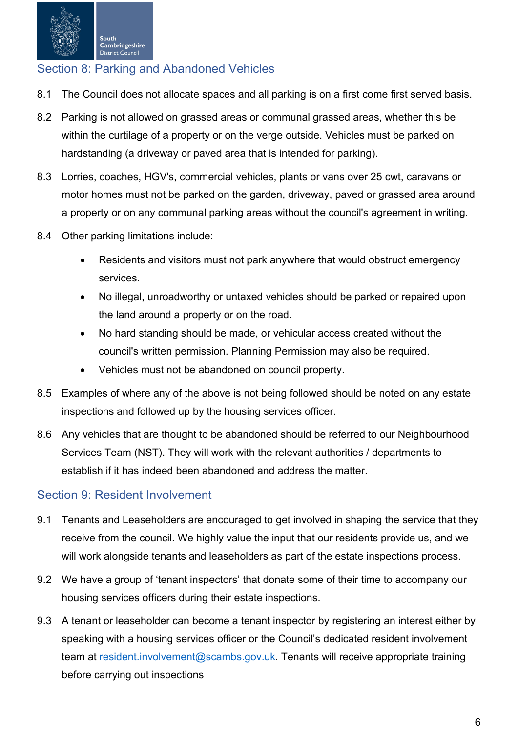## Section 8: Parking and Abandoned Vehicles

8.1 The Council does not allocate spaces and all parking is on a first come first served basis.

8.2 Parking is not allowed on grassed areas or communal grassed areas, whether this be within the curtilage of a property or on the verge outside. Vehicles must be parked on hardstanding (a driveway or paved area that is intended for parking).

8.3 Lorries, coaches, HGV's, commercial vehicles, plants or vans over 25 cwt, caravans or motor homes must not be parked on the garden, driveway, paved or grassed area around a property or on any communal parking areas without the council's agreement in writing.

8.4 Other parking limitations include:

- Residents and visitors must not park anywhere that would obstruct emergency services.
- No illegal, unroadworthy or untaxed vehicles should be parked or repaired upon the land around a property or on the road.
- No hard standing should be made, or vehicular access created without the council's written permission. Planning Permission may also be required.
- Vehicles must not be abandoned on council property.

8.5 Examples of where any of the above is not being followed should be noted on any estate inspections and followed up by the housing services officer.

8.6 Any vehicles that are thought to be abandoned should be referred to our Neighbourhood Services Team (NST). They will work with the relevant authorities / departments to establish if it has indeed been abandoned and address the matter.

## Section 9: Resident Involvement

9.1 Tenants and Leaseholders are encouraged to get involved in shaping the service that they receive from the council. We highly value the input that our residents provide us, and we will work alongside tenants and leaseholders as part of the estate inspections process.

9.2 We have a group of 'tenant inspectors' that donate some of their time to accompany our housing services officers during their estate inspections.

9.3 A tenant or leaseholder can become a tenant inspector by registering an interest either by speaking with a housing services officer or the Council's dedicated resident involvement team at resident.involvement@scambs.gov.uk. Tenants will receive appropriate training before carrying out inspections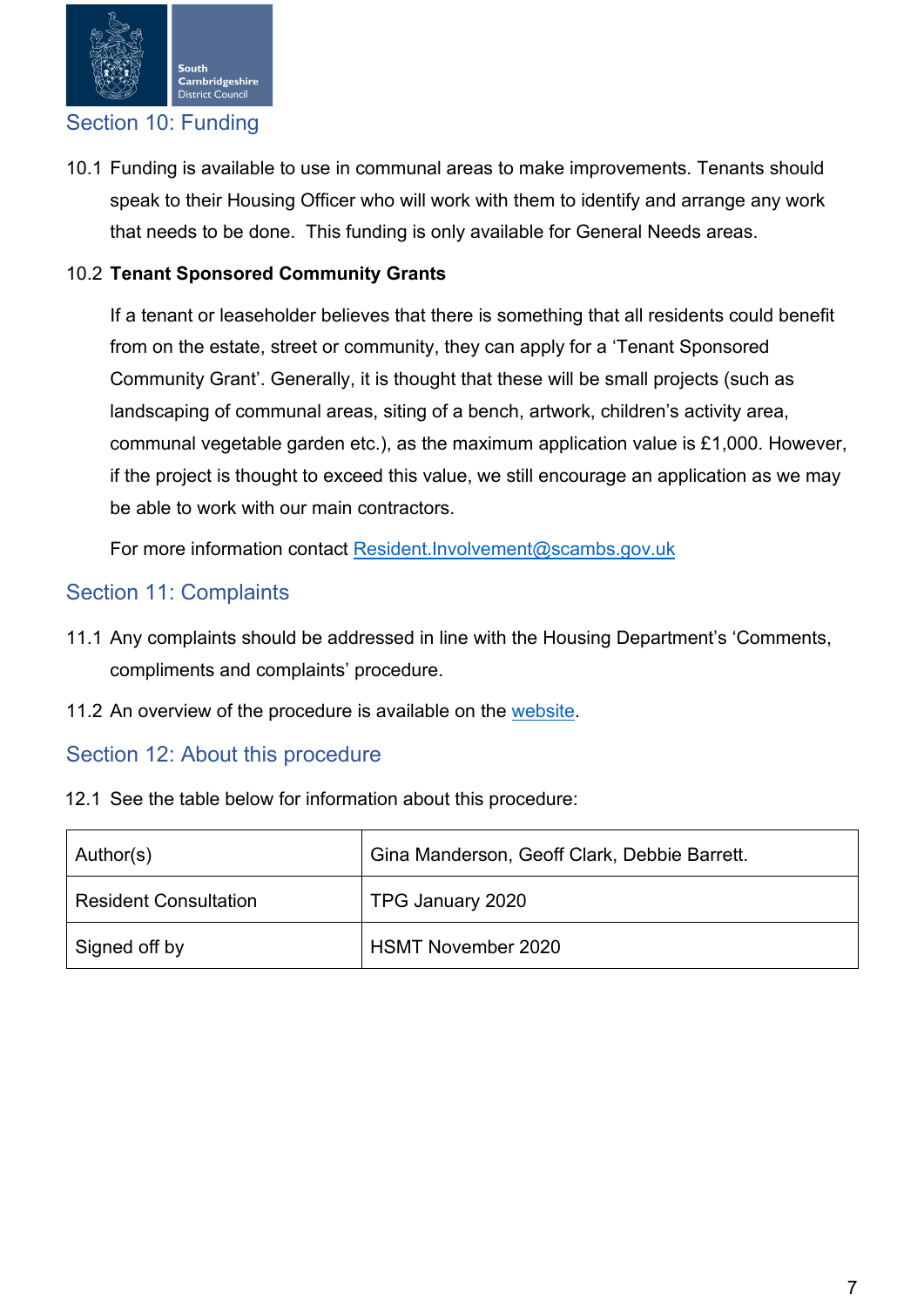## Section 10: Funding

10.1 Funding is available to use in communal areas to make improvements. Tenants should speak to their Housing Officer who will work with them to identify and arrange any work that needs to be done. This funding is only available for General Needs areas.

10.2 **Tenant Sponsored Community Grants**

If a tenant or leaseholder believes that there is something that all residents could benefit from on the estate, street or community, they can apply for a 'Tenant Sponsored Community Grant'. Generally, it is thought that these will be small projects (such as landscaping of communal areas, siting of a bench, artwork, children's activity area, communal vegetable garden etc.), as the maximum application value is £1,000. However, if the project is thought to exceed this value, we still encourage an application as we may be able to work with our main contractors.

For more information contact Resident.Involvement@scambs.gov.uk

## Section 11: Complaints

11.1 Any complaints should be addressed in line with the Housing Department's 'Comments, compliments and complaints' procedure.

11.2 An overview of the procedure is available on the website.

## Section 12: About this procedure

12.1 See the table below for information about this procedure:

| | |
|---|---|
| Author(s) | Gina Manderson, Geoff Clark, Debbie Barrett. |
| Resident Consultation | TPG January 2020 |
| Signed off by | HSMT November 2020 |